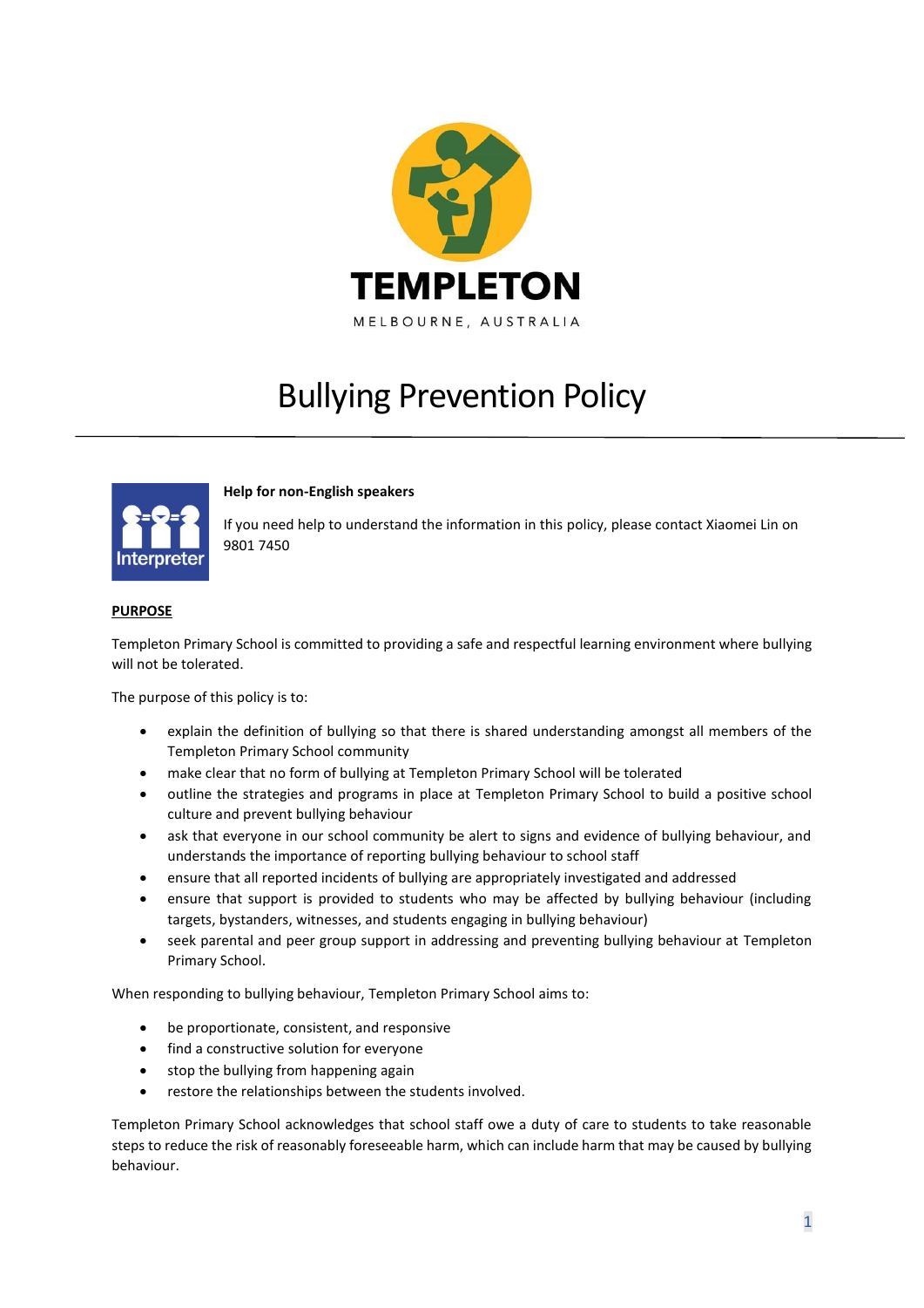TEMPLETON

MELBOURNE, AUSTRALIA

# Bullying Prevention Policy

**Help for non-English speakers**

If you need help to understand the information in this policy, please contact Xiaomei Lin on 9801 7450

## PURPOSE

Templeton Primary School is committed to providing a safe and respectful learning environment where bullying will not be tolerated.

The purpose of this policy is to:

- explain the definition of bullying so that there is shared understanding amongst all members of the Templeton Primary School community
- make clear that no form of bullying at Templeton Primary School will be tolerated
- outline the strategies and programs in place at Templeton Primary School to build a positive school culture and prevent bullying behaviour
- ask that everyone in our school community be alert to signs and evidence of bullying behaviour, and understands the importance of reporting bullying behaviour to school staff
- ensure that all reported incidents of bullying are appropriately investigated and addressed
- ensure that support is provided to students who may be affected by bullying behaviour (including targets, bystanders, witnesses, and students engaging in bullying behaviour)
- seek parental and peer group support in addressing and preventing bullying behaviour at Templeton Primary School.

When responding to bullying behaviour, Templeton Primary School aims to:

- be proportionate, consistent, and responsive
- find a constructive solution for everyone
- stop the bullying from happening again
- restore the relationships between the students involved.

Templeton Primary School acknowledges that school staff owe a duty of care to students to take reasonable steps to reduce the risk of reasonably foreseeable harm, which can include harm that may be caused by bullying behaviour.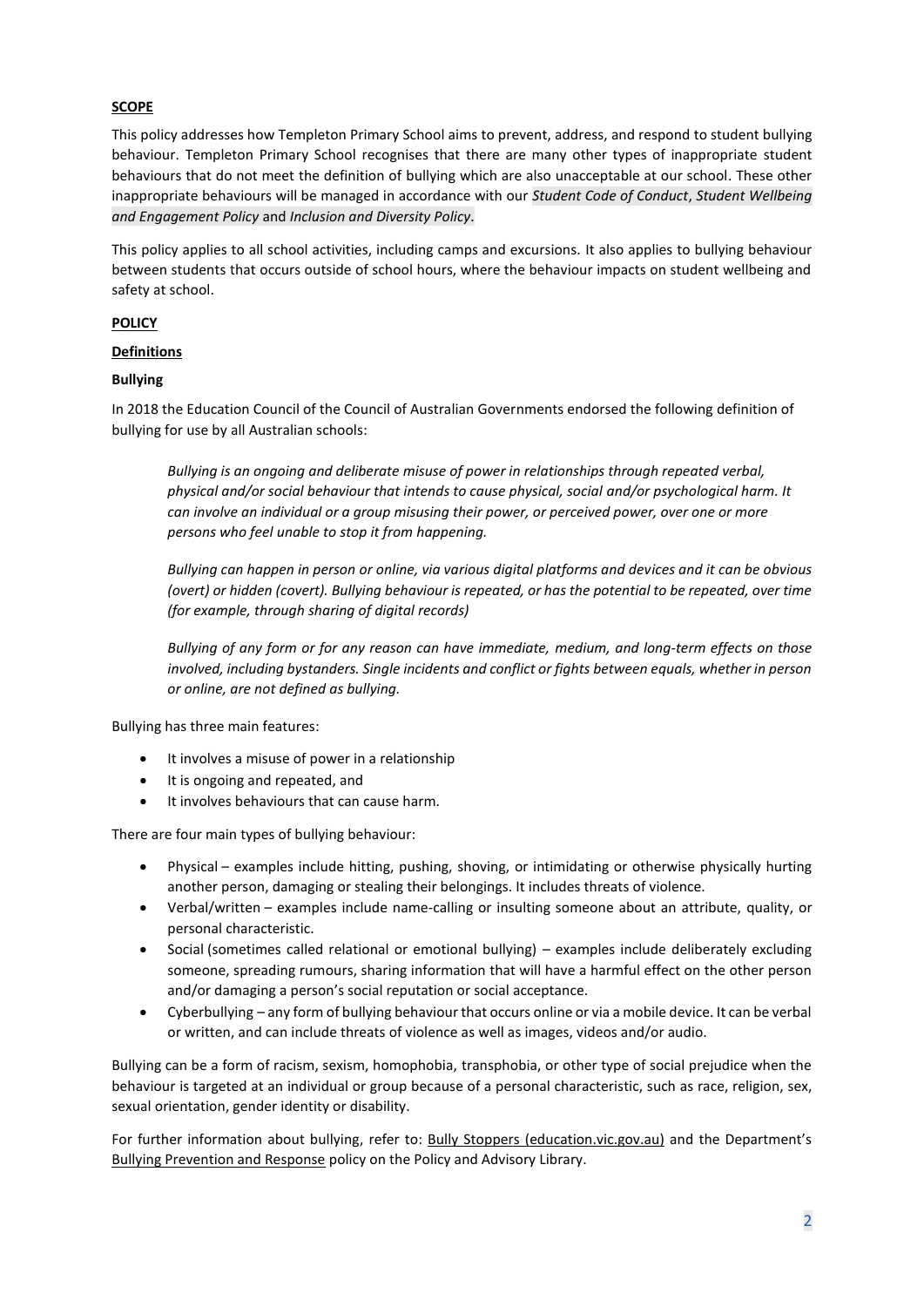**SCOPE**

This policy addresses how Templeton Primary School aims to prevent, address, and respond to student bullying behaviour. Templeton Primary School recognises that there are many other types of inappropriate student behaviours that do not meet the definition of bullying which are also unacceptable at our school. These other inappropriate behaviours will be managed in accordance with our *Student Code of Conduct*, *Student Wellbeing and Engagement Policy* and *Inclusion and Diversity Policy*.

This policy applies to all school activities, including camps and excursions. It also applies to bullying behaviour between students that occurs outside of school hours, where the behaviour impacts on student wellbeing and safety at school.

**POLICY**

**Definitions**

**Bullying**

In 2018 the Education Council of the Council of Australian Governments endorsed the following definition of bullying for use by all Australian schools:

> *Bullying is an ongoing and deliberate misuse of power in relationships through repeated verbal, physical and/or social behaviour that intends to cause physical, social and/or psychological harm. It can involve an individual or a group misusing their power, or perceived power, over one or more persons who feel unable to stop it from happening.*
>
> *Bullying can happen in person or online, via various digital platforms and devices and it can be obvious (overt) or hidden (covert). Bullying behaviour is repeated, or has the potential to be repeated, over time (for example, through sharing of digital records)*
>
> *Bullying of any form or for any reason can have immediate, medium, and long-term effects on those involved, including bystanders. Single incidents and conflict or fights between equals, whether in person or online, are not defined as bullying.*

Bullying has three main features:

- It involves a misuse of power in a relationship
- It is ongoing and repeated, and
- It involves behaviours that can cause harm.

There are four main types of bullying behaviour:

- Physical – examples include hitting, pushing, shoving, or intimidating or otherwise physically hurting another person, damaging or stealing their belongings. It includes threats of violence.
- Verbal/written – examples include name-calling or insulting someone about an attribute, quality, or personal characteristic.
- Social (sometimes called relational or emotional bullying) – examples include deliberately excluding someone, spreading rumours, sharing information that will have a harmful effect on the other person and/or damaging a person's social reputation or social acceptance.
- Cyberbullying – any form of bullying behaviour that occurs online or via a mobile device. It can be verbal or written, and can include threats of violence as well as images, videos and/or audio.

Bullying can be a form of racism, sexism, homophobia, transphobia, or other type of social prejudice when the behaviour is targeted at an individual or group because of a personal characteristic, such as race, religion, sex, sexual orientation, gender identity or disability.

For further information about bullying, refer to: Bully Stoppers (education.vic.gov.au) and the Department's Bullying Prevention and Response policy on the Policy and Advisory Library.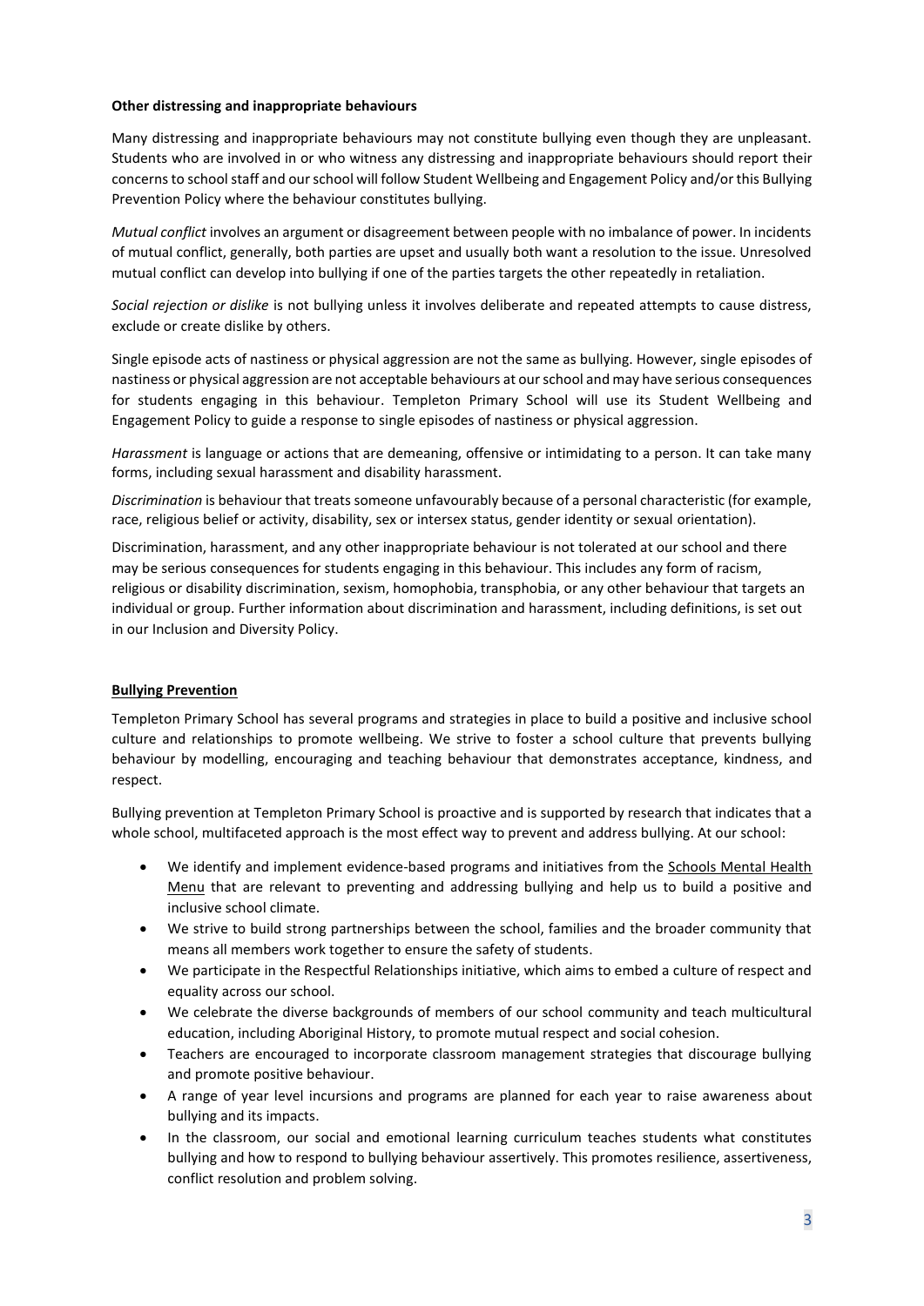**Other distressing and inappropriate behaviours**

Many distressing and inappropriate behaviours may not constitute bullying even though they are unpleasant. Students who are involved in or who witness any distressing and inappropriate behaviours should report their concerns to school staff and our school will follow Student Wellbeing and Engagement Policy and/or this Bullying Prevention Policy where the behaviour constitutes bullying.

*Mutual conflict* involves an argument or disagreement between people with no imbalance of power. In incidents of mutual conflict, generally, both parties are upset and usually both want a resolution to the issue. Unresolved mutual conflict can develop into bullying if one of the parties targets the other repeatedly in retaliation.

*Social rejection or dislike* is not bullying unless it involves deliberate and repeated attempts to cause distress, exclude or create dislike by others.

Single episode acts of nastiness or physical aggression are not the same as bullying. However, single episodes of nastiness or physical aggression are not acceptable behaviours at our school and may have serious consequences for students engaging in this behaviour. Templeton Primary School will use its Student Wellbeing and Engagement Policy to guide a response to single episodes of nastiness or physical aggression.

*Harassment* is language or actions that are demeaning, offensive or intimidating to a person. It can take many forms, including sexual harassment and disability harassment.

*Discrimination* is behaviour that treats someone unfavourably because of a personal characteristic (for example, race, religious belief or activity, disability, sex or intersex status, gender identity or sexual orientation).

Discrimination, harassment, and any other inappropriate behaviour is not tolerated at our school and there may be serious consequences for students engaging in this behaviour. This includes any form of racism, religious or disability discrimination, sexism, homophobia, transphobia, or any other behaviour that targets an individual or group. Further information about discrimination and harassment, including definitions, is set out in our Inclusion and Diversity Policy.

## Bullying Prevention

Templeton Primary School has several programs and strategies in place to build a positive and inclusive school culture and relationships to promote wellbeing. We strive to foster a school culture that prevents bullying behaviour by modelling, encouraging and teaching behaviour that demonstrates acceptance, kindness, and respect.

Bullying prevention at Templeton Primary School is proactive and is supported by research that indicates that a whole school, multifaceted approach is the most effect way to prevent and address bullying. At our school:

- We identify and implement evidence-based programs and initiatives from the Schools Mental Health Menu that are relevant to preventing and addressing bullying and help us to build a positive and inclusive school climate.
- We strive to build strong partnerships between the school, families and the broader community that means all members work together to ensure the safety of students.
- We participate in the Respectful Relationships initiative, which aims to embed a culture of respect and equality across our school.
- We celebrate the diverse backgrounds of members of our school community and teach multicultural education, including Aboriginal History, to promote mutual respect and social cohesion.
- Teachers are encouraged to incorporate classroom management strategies that discourage bullying and promote positive behaviour.
- A range of year level incursions and programs are planned for each year to raise awareness about bullying and its impacts.
- In the classroom, our social and emotional learning curriculum teaches students what constitutes bullying and how to respond to bullying behaviour assertively. This promotes resilience, assertiveness, conflict resolution and problem solving.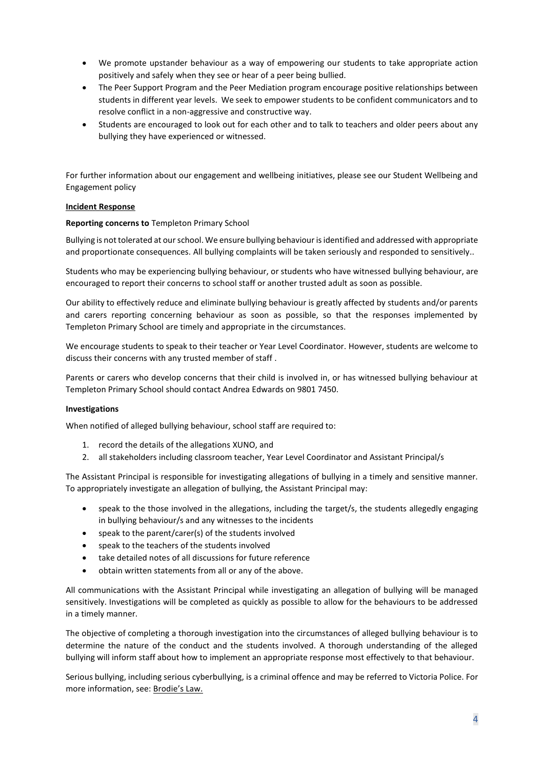- We promote upstander behaviour as a way of empowering our students to take appropriate action positively and safely when they see or hear of a peer being bullied.
- The Peer Support Program and the Peer Mediation program encourage positive relationships between students in different year levels. We seek to empower students to be confident communicators and to resolve conflict in a non-aggressive and constructive way.
- Students are encouraged to look out for each other and to talk to teachers and older peers about any bullying they have experienced or witnessed.

For further information about our engagement and wellbeing initiatives, please see our Student Wellbeing and Engagement policy

**Incident Response**

**Reporting concerns to** Templeton Primary School

Bullying is not tolerated at our school. We ensure bullying behaviour is identified and addressed with appropriate and proportionate consequences. All bullying complaints will be taken seriously and responded to sensitively..

Students who may be experiencing bullying behaviour, or students who have witnessed bullying behaviour, are encouraged to report their concerns to school staff or another trusted adult as soon as possible.

Our ability to effectively reduce and eliminate bullying behaviour is greatly affected by students and/or parents and carers reporting concerning behaviour as soon as possible, so that the responses implemented by Templeton Primary School are timely and appropriate in the circumstances.

We encourage students to speak to their teacher or Year Level Coordinator. However, students are welcome to discuss their concerns with any trusted member of staff .

Parents or carers who develop concerns that their child is involved in, or has witnessed bullying behaviour at Templeton Primary School should contact Andrea Edwards on 9801 7450.

**Investigations**

When notified of alleged bullying behaviour, school staff are required to:

1. record the details of the allegations XUNO, and
2. all stakeholders including classroom teacher, Year Level Coordinator and Assistant Principal/s

The Assistant Principal is responsible for investigating allegations of bullying in a timely and sensitive manner. To appropriately investigate an allegation of bullying, the Assistant Principal may:

- speak to the those involved in the allegations, including the target/s, the students allegedly engaging in bullying behaviour/s and any witnesses to the incidents
- speak to the parent/carer(s) of the students involved
- speak to the teachers of the students involved
- take detailed notes of all discussions for future reference
- obtain written statements from all or any of the above.

All communications with the Assistant Principal while investigating an allegation of bullying will be managed sensitively. Investigations will be completed as quickly as possible to allow for the behaviours to be addressed in a timely manner.

The objective of completing a thorough investigation into the circumstances of alleged bullying behaviour is to determine the nature of the conduct and the students involved. A thorough understanding of the alleged bullying will inform staff about how to implement an appropriate response most effectively to that behaviour.

Serious bullying, including serious cyberbullying, is a criminal offence and may be referred to Victoria Police. For more information, see: Brodie's Law.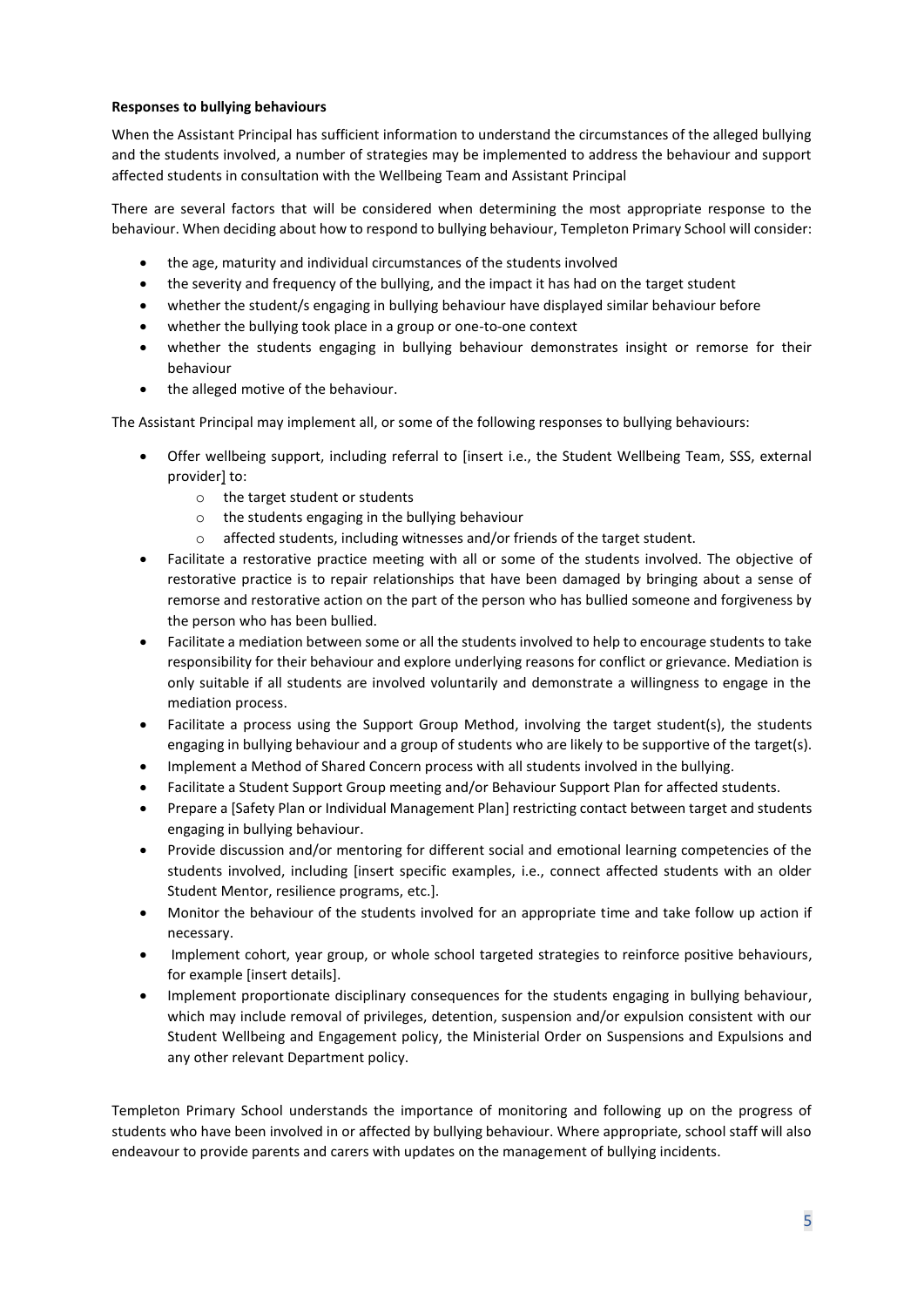**Responses to bullying behaviours**

When the Assistant Principal has sufficient information to understand the circumstances of the alleged bullying and the students involved, a number of strategies may be implemented to address the behaviour and support affected students in consultation with the Wellbeing Team and Assistant Principal

There are several factors that will be considered when determining the most appropriate response to the behaviour. When deciding about how to respond to bullying behaviour, Templeton Primary School will consider:

- the age, maturity and individual circumstances of the students involved
- the severity and frequency of the bullying, and the impact it has had on the target student
- whether the student/s engaging in bullying behaviour have displayed similar behaviour before
- whether the bullying took place in a group or one-to-one context
- whether the students engaging in bullying behaviour demonstrates insight or remorse for their behaviour
- the alleged motive of the behaviour.

The Assistant Principal may implement all, or some of the following responses to bullying behaviours:

- Offer wellbeing support, including referral to [insert i.e., the Student Wellbeing Team, SSS, external provider] to:
  - the target student or students
  - the students engaging in the bullying behaviour
  - affected students, including witnesses and/or friends of the target student.
- Facilitate a restorative practice meeting with all or some of the students involved. The objective of restorative practice is to repair relationships that have been damaged by bringing about a sense of remorse and restorative action on the part of the person who has bullied someone and forgiveness by the person who has been bullied.
- Facilitate a mediation between some or all the students involved to help to encourage students to take responsibility for their behaviour and explore underlying reasons for conflict or grievance. Mediation is only suitable if all students are involved voluntarily and demonstrate a willingness to engage in the mediation process.
- Facilitate a process using the Support Group Method, involving the target student(s), the students engaging in bullying behaviour and a group of students who are likely to be supportive of the target(s).
- Implement a Method of Shared Concern process with all students involved in the bullying.
- Facilitate a Student Support Group meeting and/or Behaviour Support Plan for affected students.
- Prepare a [Safety Plan or Individual Management Plan] restricting contact between target and students engaging in bullying behaviour.
- Provide discussion and/or mentoring for different social and emotional learning competencies of the students involved, including [insert specific examples, i.e., connect affected students with an older Student Mentor, resilience programs, etc.].
- Monitor the behaviour of the students involved for an appropriate time and take follow up action if necessary.
- Implement cohort, year group, or whole school targeted strategies to reinforce positive behaviours, for example [insert details].
- Implement proportionate disciplinary consequences for the students engaging in bullying behaviour, which may include removal of privileges, detention, suspension and/or expulsion consistent with our Student Wellbeing and Engagement policy, the Ministerial Order on Suspensions and Expulsions and any other relevant Department policy.

Templeton Primary School understands the importance of monitoring and following up on the progress of students who have been involved in or affected by bullying behaviour. Where appropriate, school staff will also endeavour to provide parents and carers with updates on the management of bullying incidents.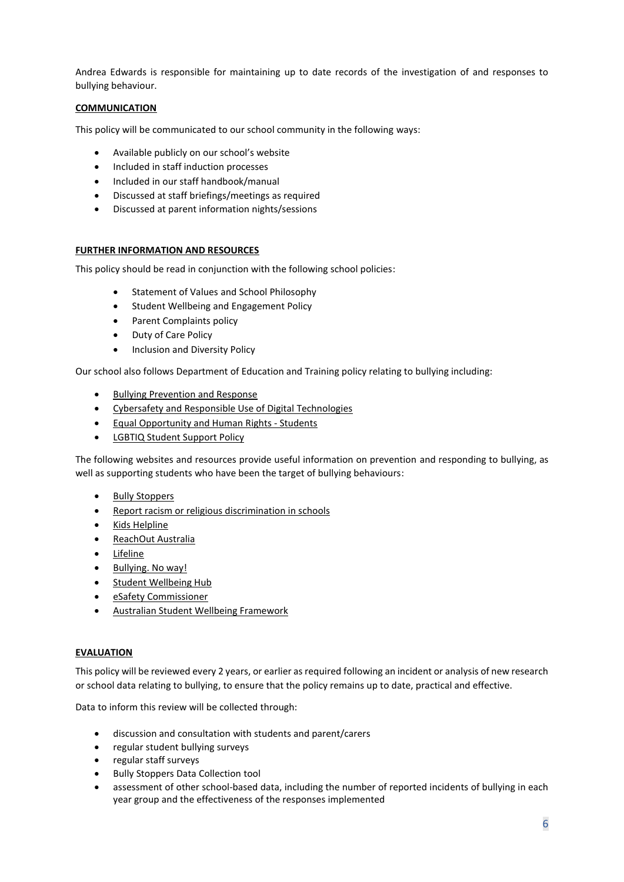Andrea Edwards is responsible for maintaining up to date records of the investigation of and responses to bullying behaviour.

## COMMUNICATION

This policy will be communicated to our school community in the following ways:

- Available publicly on our school's website
- Included in staff induction processes
- Included in our staff handbook/manual
- Discussed at staff briefings/meetings as required
- Discussed at parent information nights/sessions

## FURTHER INFORMATION AND RESOURCES

This policy should be read in conjunction with the following school policies:

- Statement of Values and School Philosophy
- Student Wellbeing and Engagement Policy
- Parent Complaints policy
- Duty of Care Policy
- Inclusion and Diversity Policy

Our school also follows Department of Education and Training policy relating to bullying including:

- Bullying Prevention and Response
- Cybersafety and Responsible Use of Digital Technologies
- Equal Opportunity and Human Rights - Students
- LGBTIQ Student Support Policy

The following websites and resources provide useful information on prevention and responding to bullying, as well as supporting students who have been the target of bullying behaviours:

- Bully Stoppers
- Report racism or religious discrimination in schools
- Kids Helpline
- ReachOut Australia
- Lifeline
- Bullying. No way!
- Student Wellbeing Hub
- eSafety Commissioner
- Australian Student Wellbeing Framework

## EVALUATION

This policy will be reviewed every 2 years, or earlier as required following an incident or analysis of new research or school data relating to bullying, to ensure that the policy remains up to date, practical and effective.

Data to inform this review will be collected through:

- discussion and consultation with students and parent/carers
- regular student bullying surveys
- regular staff surveys
- Bully Stoppers Data Collection tool
- assessment of other school-based data, including the number of reported incidents of bullying in each year group and the effectiveness of the responses implemented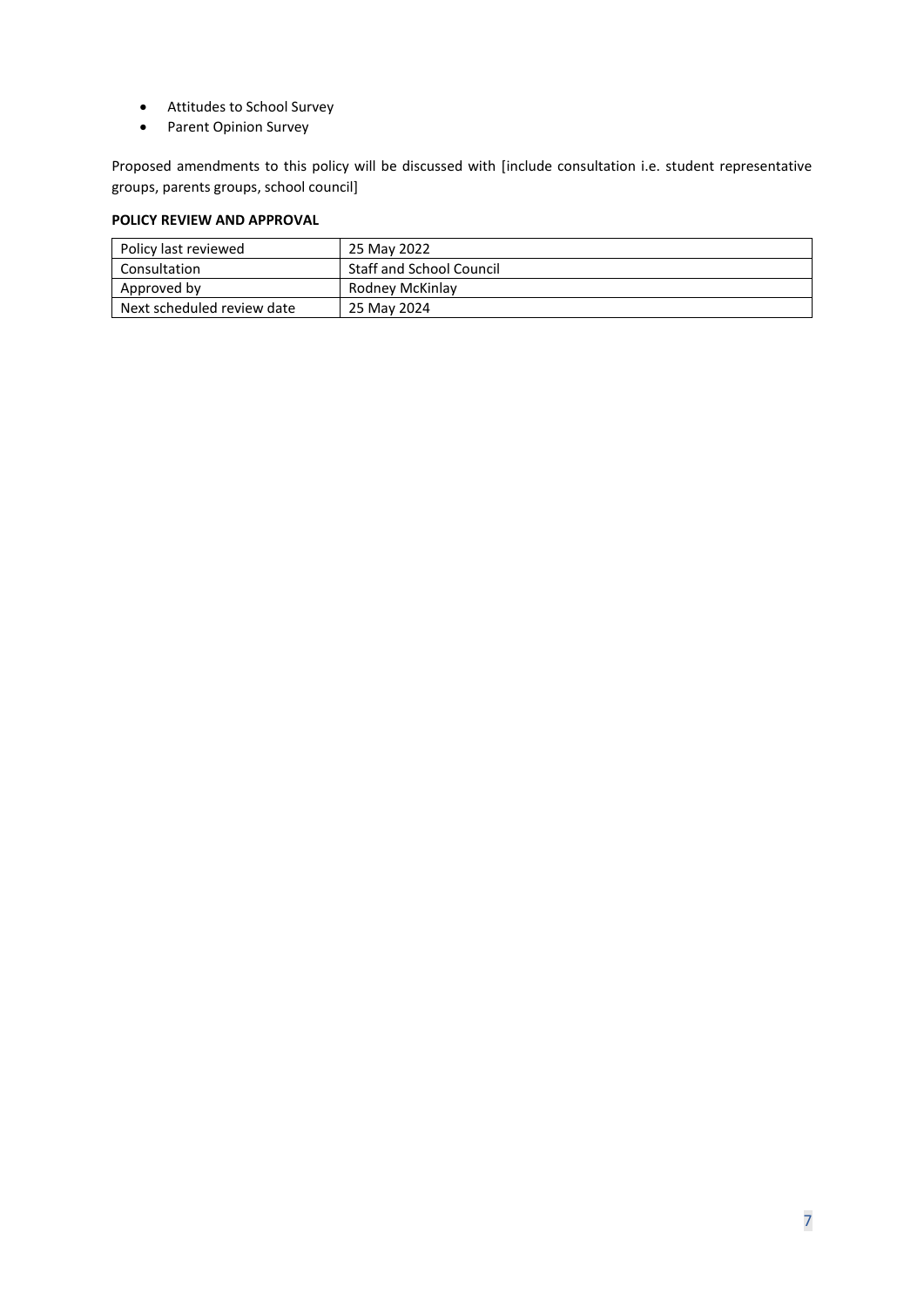- Attitudes to School Survey
- Parent Opinion Survey

Proposed amendments to this policy will be discussed with [include consultation i.e. student representative groups, parents groups, school council]

**POLICY REVIEW AND APPROVAL**

| | |
|---|---|
| Policy last reviewed | 25 May 2022 |
| Consultation | Staff and School Council |
| Approved by | Rodney McKinlay |
| Next scheduled review date | 25 May 2024 |